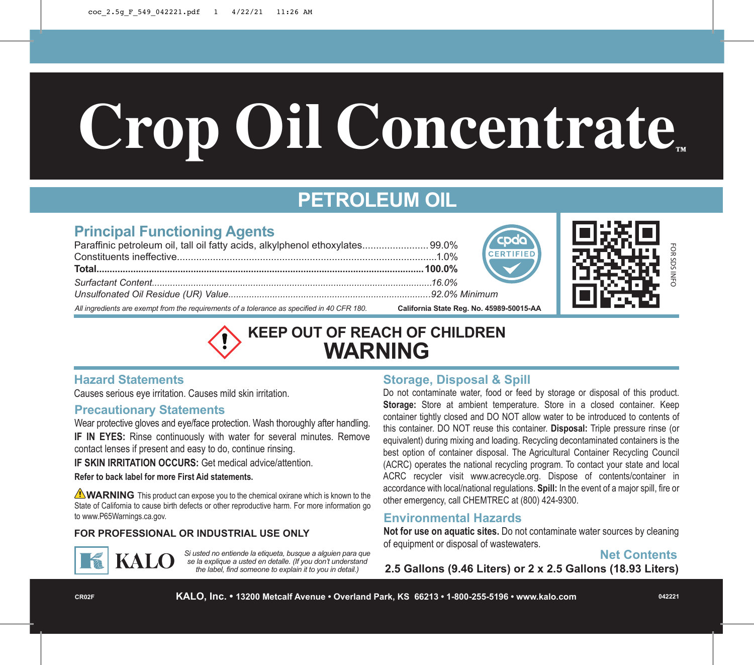# Crop Oil Concentrate™

## PETROLEUM OIL

### Principal Functioning Agents

| | |
|---|---|
| Paraffinic petroleum oil, tall oil fatty acids, alkylphenol ethoxylates | 99.0% |
| Constituents ineffective | 1.0% |
| **Total** | **100.0%** |
| *Surfactant Content* | *16.0%* |
| *Unsulfonated Oil Residue (UR) Value* | *92.0% Minimum* |

*All ingredients are exempt from the requirements of a tolerance as specified in 40 CFR 180.*

**California State Reg. No. 45989-50015-AA**

cpda CERTIFIED

FOR SDS INFO

## KEEP OUT OF REACH OF CHILDREN
## WARNING

### Hazard Statements

Causes serious eye irritation. Causes mild skin irritation.

### Precautionary Statements

Wear protective gloves and eye/face protection. Wash thoroughly after handling.

**IF IN EYES:** Rinse continuously with water for several minutes. Remove contact lenses if present and easy to do, continue rinsing.

**IF SKIN IRRITATION OCCURS:** Get medical advice/attention.

**Refer to back label for more First Aid statements.**

⚠**WARNING** This product can expose you to the chemical oxirane which is known to the State of California to cause birth defects or other reproductive harm. For more information go to www.P65Warnings.ca.gov.

**FOR PROFESSIONAL OR INDUSTRIAL USE ONLY**

KALO

*Si usted no entiende la etiqueta, busque a alguien para que se la explique a usted en detalle. (If you don't understand the label, find someone to explain it to you in detail.)*

### Storage, Disposal & Spill

Do not contaminate water, food or feed by storage or disposal of this product. **Storage:** Store at ambient temperature. Store in a closed container. Keep container tightly closed and DO NOT allow water to be introduced to contents of this container. DO NOT reuse this container. **Disposal:** Triple pressure rinse (or equivalent) during mixing and loading. Recycling decontaminated containers is the best option of container disposal. The Agricultural Container Recycling Council (ACRC) operates the national recycling program. To contact your state and local ACRC recycler visit www.acrecycle.org. Dispose of contents/container in accordance with local/national regulations. **Spill:** In the event of a major spill, fire or other emergency, call CHEMTREC at (800) 424-9300.

### Environmental Hazards

**Not for use on aquatic sites.** Do not contaminate water sources by cleaning of equipment or disposal of wastewaters.

### Net Contents

**2.5 Gallons (9.46 Liters) or 2 x 2.5 Gallons (18.93 Liters)**

CR02F

**KALO, Inc. • 13200 Metcalf Avenue • Overland Park, KS 66213 • 1-800-255-5196 • www.kalo.com**

042221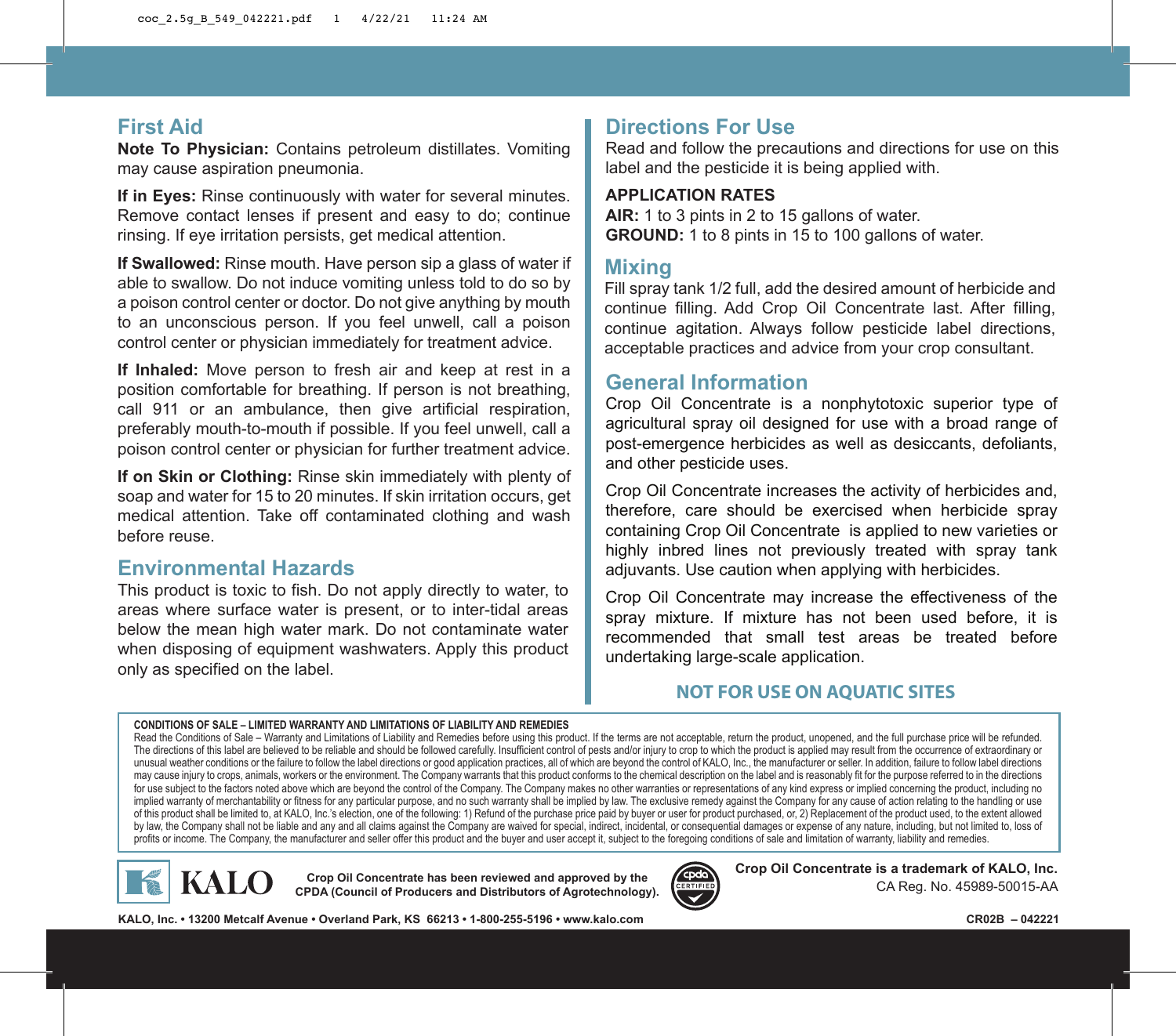## First Aid

**Note To Physician:** Contains petroleum distillates. Vomiting may cause aspiration pneumonia.

**If in Eyes:** Rinse continuously with water for several minutes. Remove contact lenses if present and easy to do; continue rinsing. If eye irritation persists, get medical attention.

**If Swallowed:** Rinse mouth. Have person sip a glass of water if able to swallow. Do not induce vomiting unless told to do so by a poison control center or doctor. Do not give anything by mouth to an unconscious person. If you feel unwell, call a poison control center or physician immediately for treatment advice.

**If Inhaled:** Move person to fresh air and keep at rest in a position comfortable for breathing. If person is not breathing, call 911 or an ambulance, then give artificial respiration, preferably mouth-to-mouth if possible. If you feel unwell, call a poison control center or physician for further treatment advice.

**If on Skin or Clothing:** Rinse skin immediately with plenty of soap and water for 15 to 20 minutes. If skin irritation occurs, get medical attention. Take off contaminated clothing and wash before reuse.

## Environmental Hazards

This product is toxic to fish. Do not apply directly to water, to areas where surface water is present, or to inter-tidal areas below the mean high water mark. Do not contaminate water when disposing of equipment washwaters. Apply this product only as specified on the label.

## Directions For Use

Read and follow the precautions and directions for use on this label and the pesticide it is being applied with.

**APPLICATION RATES**

**AIR:** 1 to 3 pints in 2 to 15 gallons of water.
**GROUND:** 1 to 8 pints in 15 to 100 gallons of water.

## Mixing

Fill spray tank 1/2 full, add the desired amount of herbicide and continue filling. Add Crop Oil Concentrate last. After filling, continue agitation. Always follow pesticide label directions, acceptable practices and advice from your crop consultant.

## General Information

Crop Oil Concentrate is a nonphytotoxic superior type of agricultural spray oil designed for use with a broad range of post-emergence herbicides as well as desiccants, defoliants, and other pesticide uses.

Crop Oil Concentrate increases the activity of herbicides and, therefore, care should be exercised when herbicide spray containing Crop Oil Concentrate is applied to new varieties or highly inbred lines not previously treated with spray tank adjuvants. Use caution when applying with herbicides.

Crop Oil Concentrate may increase the effectiveness of the spray mixture. If mixture has not been used before, it is recommended that small test areas be treated before undertaking large-scale application.

**NOT FOR USE ON AQUATIC SITES**

**CONDITIONS OF SALE – LIMITED WARRANTY AND LIMITATIONS OF LIABILITY AND REMEDIES**

Read the Conditions of Sale – Warranty and Limitations of Liability and Remedies before using this product. If the terms are not acceptable, return the product, unopened, and the full purchase price will be refunded. The directions of this label are believed to be reliable and should be followed carefully. Insufficient control of pests and/or injury to crop to which the product is applied may result from the occurrence of extraordinary or unusual weather conditions or the failure to follow the label directions or good application practices, all of which are beyond the control of KALO, Inc., the manufacturer or seller. In addition, failure to follow label directions may cause injury to crops, animals, workers or the environment. The Company warrants that this product conforms to the chemical description on the label and is reasonably fit for the purpose referred to in the directions for use subject to the factors noted above which are beyond the control of the Company. The Company makes no other warranties or representations of any kind express or implied concerning the product, including no implied warranty of merchantability or fitness for any particular purpose, and no such warranty shall be implied by law. The exclusive remedy against the Company for any cause of action relating to the handling or use of this product shall be limited to, at KALO, Inc.'s election, one of the following: 1) Refund of the purchase price paid by buyer or user for product purchased, or, 2) Replacement of the product used, to the extent allowed by law, the Company shall not be liable and any and all claims against the Company are waived for special, indirect, incidental, or consequential damages or expense of any nature, including, but not limited to, loss of profits or income. The Company, the manufacturer and seller offer this product and the buyer and user accept it, subject to the foregoing conditions of sale and limitation of warranty, liability and remedies.

KALO

**Crop Oil Concentrate has been reviewed and approved by the CPDA (Council of Producers and Distributors of Agrotechnology).**

**Crop Oil Concentrate is a trademark of KALO, Inc.**
CA Reg. No. 45989-50015-AA

**KALO, Inc. • 13200 Metcalf Avenue • Overland Park, KS 66213 • 1-800-255-5196 • www.kalo.com**

**CR02B – 042221**